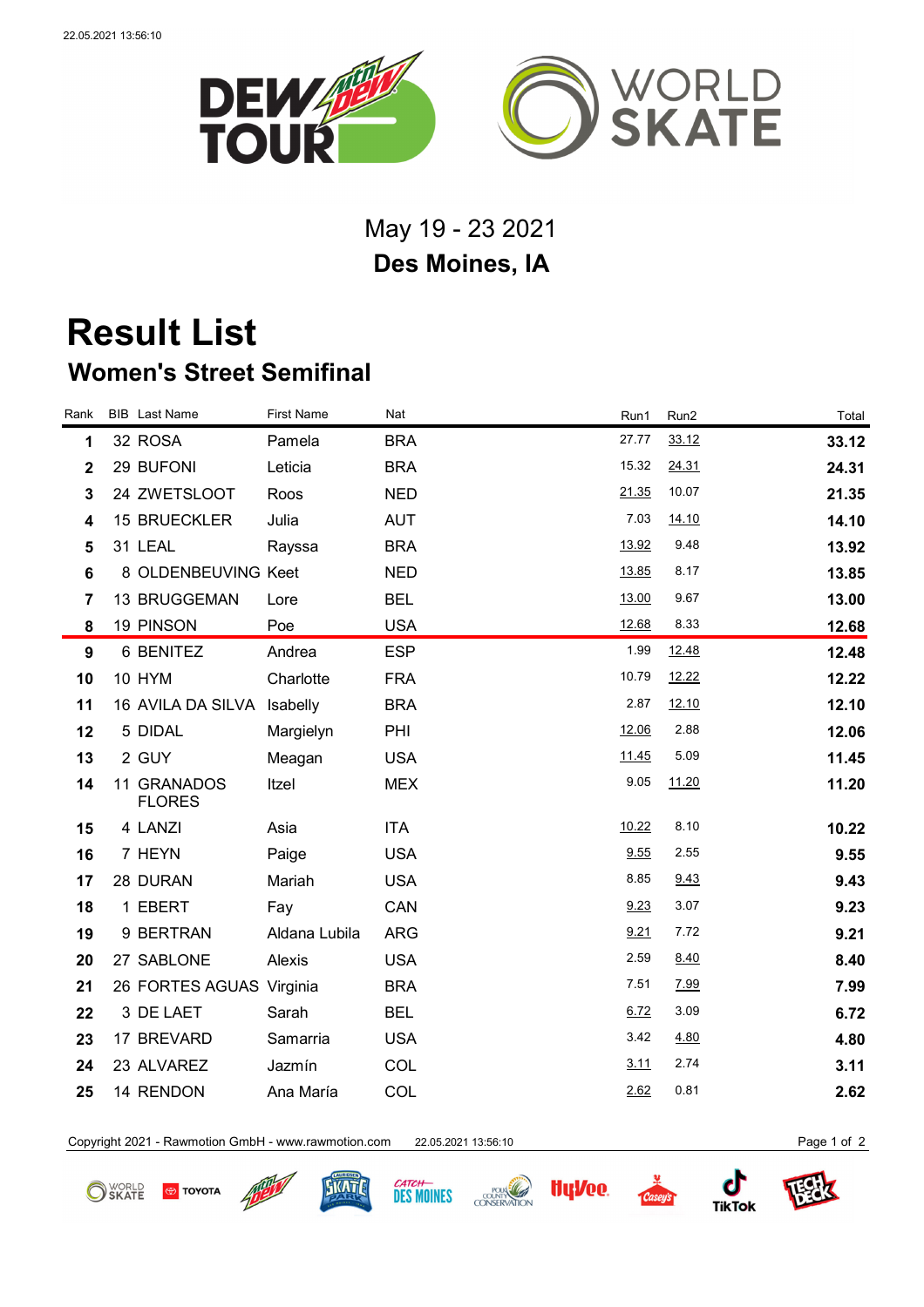May 19 - 23 2021

**Des Moines, IA**

# Result List

## Women's Street Semifinal

| Rank | BIB | Last Name | First Name | Nat | Run1 | Run2 | Total |
|---|---|---|---|---|---|---|---|
| 1 | 32 | ROSA | Pamela | BRA | 27.77 | 33.12 | **33.12** |
| 2 | 29 | BUFONI | Leticia | BRA | 15.32 | 24.31 | **24.31** |
| 3 | 24 | ZWETSLOOT | Roos | NED | 21.35 | 10.07 | **21.35** |
| 4 | 15 | BRUECKLER | Julia | AUT | 7.03 | 14.10 | **14.10** |
| 5 | 31 | LEAL | Rayssa | BRA | 13.92 | 9.48 | **13.92** |
| 6 | 8 | OLDENBEUVING | Keet | NED | 13.85 | 8.17 | **13.85** |
| 7 | 13 | BRUGGEMAN | Lore | BEL | 13.00 | 9.67 | **13.00** |
| 8 | 19 | PINSON | Poe | USA | 12.68 | 8.33 | **12.68** |
| 9 | 6 | BENITEZ | Andrea | ESP | 1.99 | 12.48 | **12.48** |
| 10 | 10 | HYM | Charlotte | FRA | 10.79 | 12.22 | **12.22** |
| 11 | 16 | AVILA DA SILVA | Isabelly | BRA | 2.87 | 12.10 | **12.10** |
| 12 | 5 | DIDAL | Margielyn | PHI | 12.06 | 2.88 | **12.06** |
| 13 | 2 | GUY | Meagan | USA | 11.45 | 5.09 | **11.45** |
| 14 | 11 | GRANADOS FLORES | Itzel | MEX | 9.05 | 11.20 | **11.20** |
| 15 | 4 | LANZI | Asia | ITA | 10.22 | 8.10 | **10.22** |
| 16 | 7 | HEYN | Paige | USA | 9.55 | 2.55 | **9.55** |
| 17 | 28 | DURAN | Mariah | USA | 8.85 | 9.43 | **9.43** |
| 18 | 1 | EBERT | Fay | CAN | 9.23 | 3.07 | **9.23** |
| 19 | 9 | BERTRAN | Aldana Lubila | ARG | 9.21 | 7.72 | **9.21** |
| 20 | 27 | SABLONE | Alexis | USA | 2.59 | 8.40 | **8.40** |
| 21 | 26 | FORTES AGUAS | Virginia | BRA | 7.51 | 7.99 | **7.99** |
| 22 | 3 | DE LAET | Sarah | BEL | 6.72 | 3.09 | **6.72** |
| 23 | 17 | BREVARD | Samarria | USA | 3.42 | 4.80 | **4.80** |
| 24 | 23 | ALVAREZ | Jazmín | COL | 3.11 | 2.74 | **3.11** |
| 25 | 14 | RENDON | Ana María | COL | 2.62 | 0.81 | **2.62** |

Copyright 2021 - Rawmotion GmbH - www.rawmotion.com 22.05.2021 13:56:10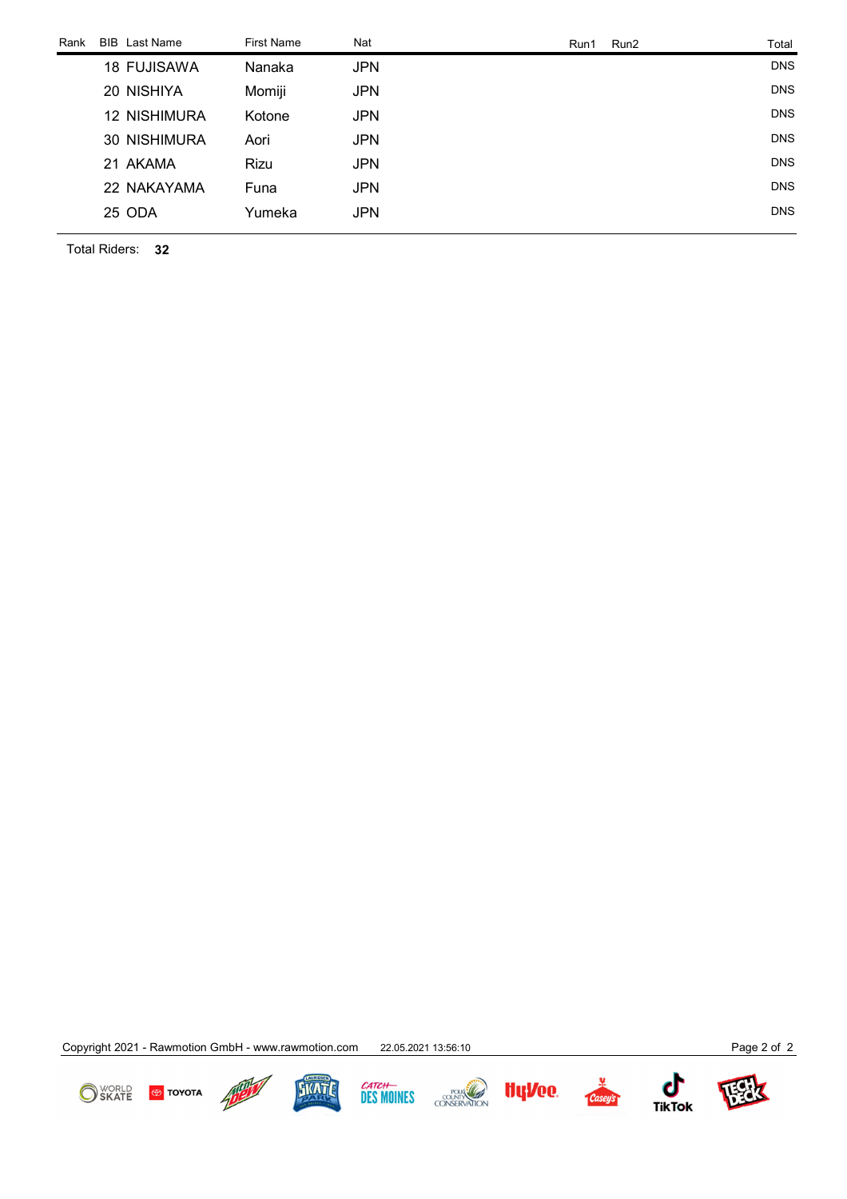| Rank | BIB | Last Name | First Name | Nat | Run1 | Run2 | Total |
|---|---|---|---|---|---|---|---|
| | 18 | FUJISAWA | Nanaka | JPN | | | DNS |
| | 20 | NISHIYA | Momiji | JPN | | | DNS |
| | 12 | NISHIMURA | Kotone | JPN | | | DNS |
| | 30 | NISHIMURA | Aori | JPN | | | DNS |
| | 21 | AKAMA | Rizu | JPN | | | DNS |
| | 22 | NAKAYAMA | Funa | JPN | | | DNS |
| | 25 | ODA | Yumeka | JPN | | | DNS |

Total Riders: **32**

Copyright 2021 - Rawmotion GmbH - www.rawmotion.com 22.05.2021 13:56:10